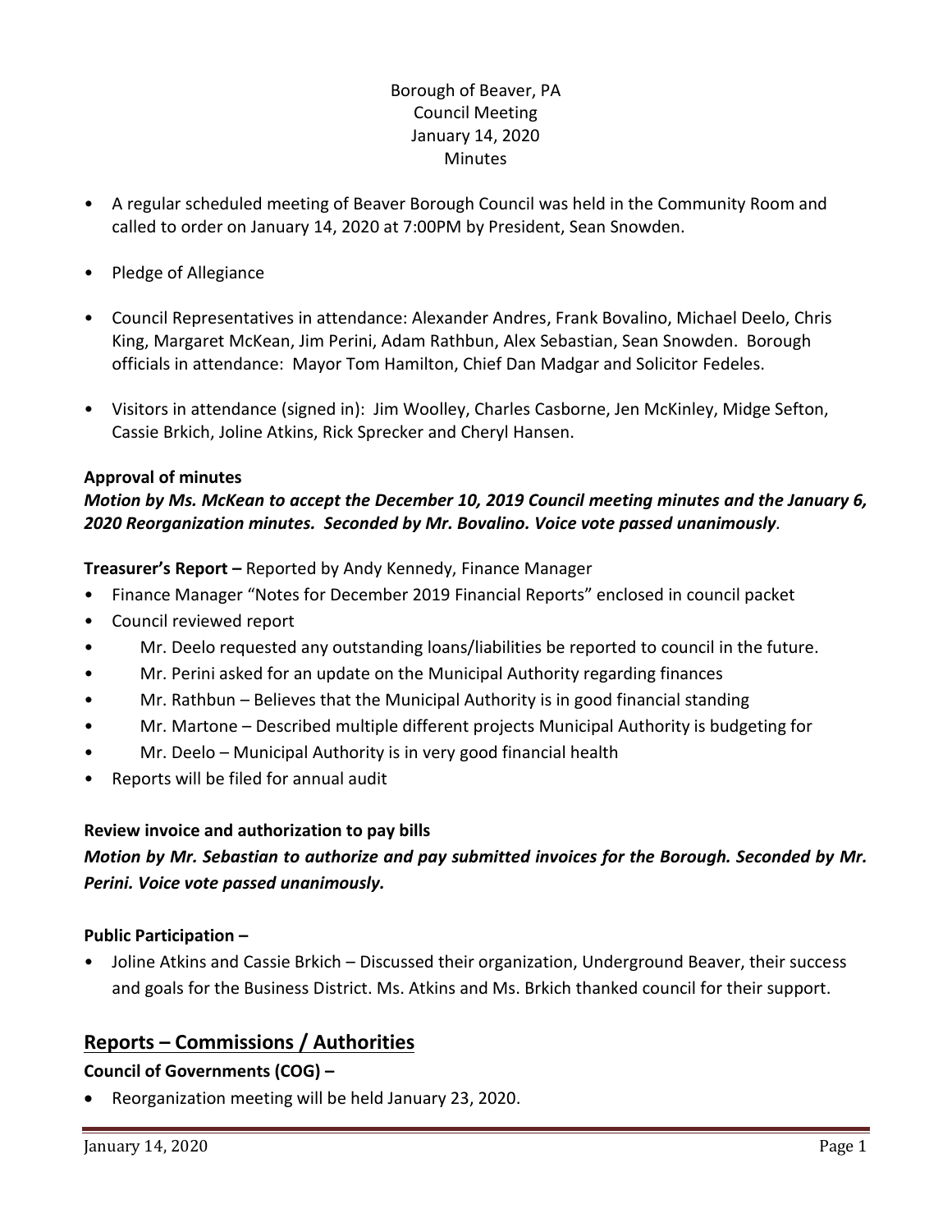Borough of Beaver, PA
Council Meeting
January 14, 2020
Minutes

- A regular scheduled meeting of Beaver Borough Council was held in the Community Room and called to order on January 14, 2020 at 7:00PM by President, Sean Snowden.
- Pledge of Allegiance
- Council Representatives in attendance: Alexander Andres, Frank Bovalino, Michael Deelo, Chris King, Margaret McKean, Jim Perini, Adam Rathbun, Alex Sebastian, Sean Snowden. Borough officials in attendance: Mayor Tom Hamilton, Chief Dan Madgar and Solicitor Fedeles.
- Visitors in attendance (signed in): Jim Woolley, Charles Casborne, Jen McKinley, Midge Sefton, Cassie Brkich, Joline Atkins, Rick Sprecker and Cheryl Hansen.

**Approval of minutes**

***Motion by Ms. McKean to accept the December 10, 2019 Council meeting minutes and the January 6, 2020 Reorganization minutes. Seconded by Mr. Bovalino. Voice vote passed unanimously.***

**Treasurer's Report –** Reported by Andy Kennedy, Finance Manager

- Finance Manager "Notes for December 2019 Financial Reports" enclosed in council packet
- Council reviewed report
- Mr. Deelo requested any outstanding loans/liabilities be reported to council in the future.
- Mr. Perini asked for an update on the Municipal Authority regarding finances
- Mr. Rathbun – Believes that the Municipal Authority is in good financial standing
- Mr. Martone – Described multiple different projects Municipal Authority is budgeting for
- Mr. Deelo – Municipal Authority is in very good financial health
- Reports will be filed for annual audit

**Review invoice and authorization to pay bills**

***Motion by Mr. Sebastian to authorize and pay submitted invoices for the Borough. Seconded by Mr. Perini. Voice vote passed unanimously.***

**Public Participation –**

- Joline Atkins and Cassie Brkich – Discussed their organization, Underground Beaver, their success and goals for the Business District. Ms. Atkins and Ms. Brkich thanked council for their support.

## Reports – Commissions / Authorities

**Council of Governments (COG) –**

- Reorganization meeting will be held January 23, 2020.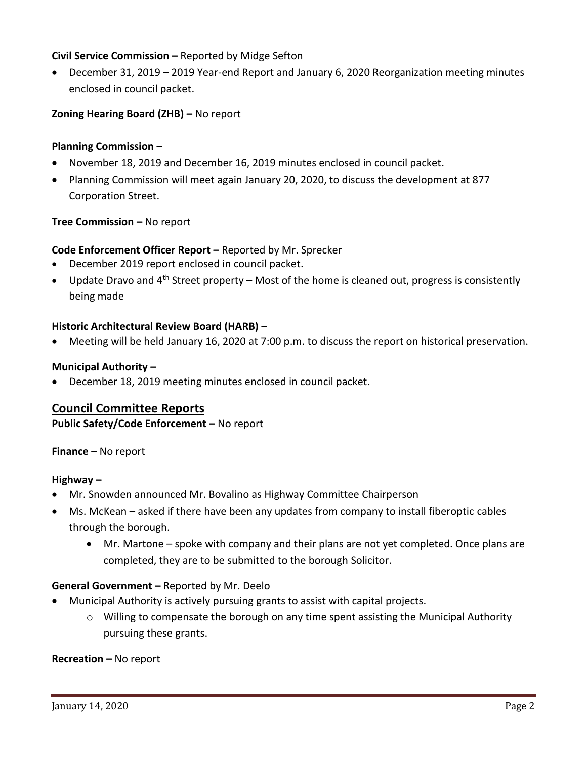**Civil Service Commission –** Reported by Midge Sefton

- December 31, 2019 – 2019 Year-end Report and January 6, 2020 Reorganization meeting minutes enclosed in council packet.

**Zoning Hearing Board (ZHB) –** No report

**Planning Commission –**

- November 18, 2019 and December 16, 2019 minutes enclosed in council packet.
- Planning Commission will meet again January 20, 2020, to discuss the development at 877 Corporation Street.

**Tree Commission –** No report

**Code Enforcement Officer Report –** Reported by Mr. Sprecker

- December 2019 report enclosed in council packet.
- Update Dravo and 4th Street property – Most of the home is cleaned out, progress is consistently being made

**Historic Architectural Review Board (HARB) –**

- Meeting will be held January 16, 2020 at 7:00 p.m. to discuss the report on historical preservation.

**Municipal Authority –**

- December 18, 2019 meeting minutes enclosed in council packet.

## Council Committee Reports

**Public Safety/Code Enforcement –** No report

**Finance** – No report

**Highway –**

- Mr. Snowden announced Mr. Bovalino as Highway Committee Chairperson
- Ms. McKean – asked if there have been any updates from company to install fiberoptic cables through the borough.
    - Mr. Martone – spoke with company and their plans are not yet completed. Once plans are completed, they are to be submitted to the borough Solicitor.

**General Government –** Reported by Mr. Deelo

- Municipal Authority is actively pursuing grants to assist with capital projects.
    - Willing to compensate the borough on any time spent assisting the Municipal Authority pursuing these grants.

**Recreation –** No report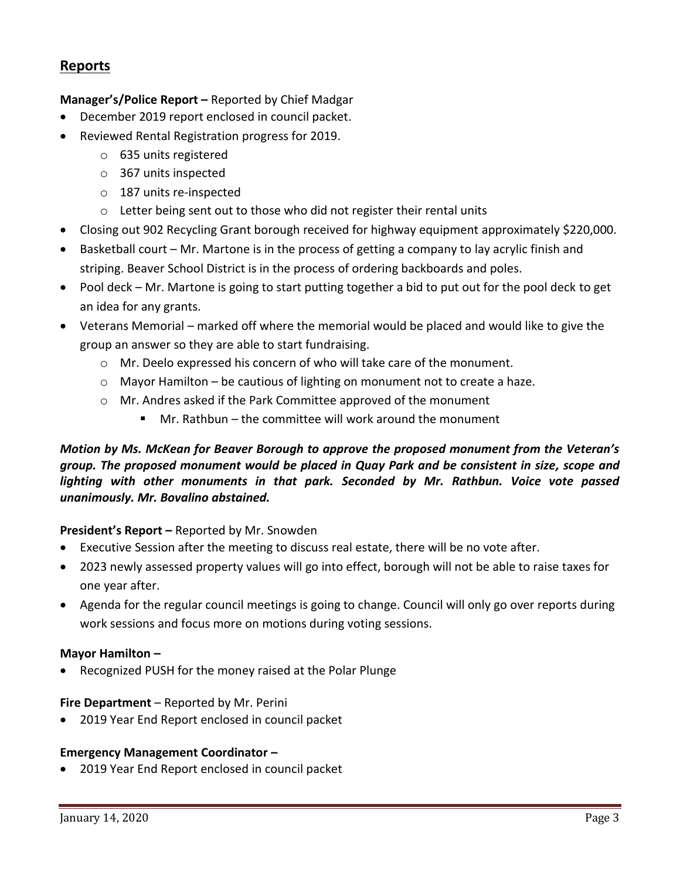## Reports

**Manager's/Police Report –** Reported by Chief Madgar

- December 2019 report enclosed in council packet.
- Reviewed Rental Registration progress for 2019.
  - 635 units registered
  - 367 units inspected
  - 187 units re-inspected
  - Letter being sent out to those who did not register their rental units
- Closing out 902 Recycling Grant borough received for highway equipment approximately $220,000.
- Basketball court – Mr. Martone is in the process of getting a company to lay acrylic finish and striping. Beaver School District is in the process of ordering backboards and poles.
- Pool deck – Mr. Martone is going to start putting together a bid to put out for the pool deck to get an idea for any grants.
- Veterans Memorial – marked off where the memorial would be placed and would like to give the group an answer so they are able to start fundraising.
  - Mr. Deelo expressed his concern of who will take care of the monument.
  - Mayor Hamilton – be cautious of lighting on monument not to create a haze.
  - Mr. Andres asked if the Park Committee approved of the monument
    - Mr. Rathbun – the committee will work around the monument

***Motion by Ms. McKean for Beaver Borough to approve the proposed monument from the Veteran's group. The proposed monument would be placed in Quay Park and be consistent in size, scope and lighting with other monuments in that park. Seconded by Mr. Rathbun. Voice vote passed unanimously. Mr. Bovalino abstained.***

**President's Report –** Reported by Mr. Snowden

- Executive Session after the meeting to discuss real estate, there will be no vote after.
- 2023 newly assessed property values will go into effect, borough will not be able to raise taxes for one year after.
- Agenda for the regular council meetings is going to change. Council will only go over reports during work sessions and focus more on motions during voting sessions.

**Mayor Hamilton –**

- Recognized PUSH for the money raised at the Polar Plunge

**Fire Department** – Reported by Mr. Perini

- 2019 Year End Report enclosed in council packet

**Emergency Management Coordinator –**

- 2019 Year End Report enclosed in council packet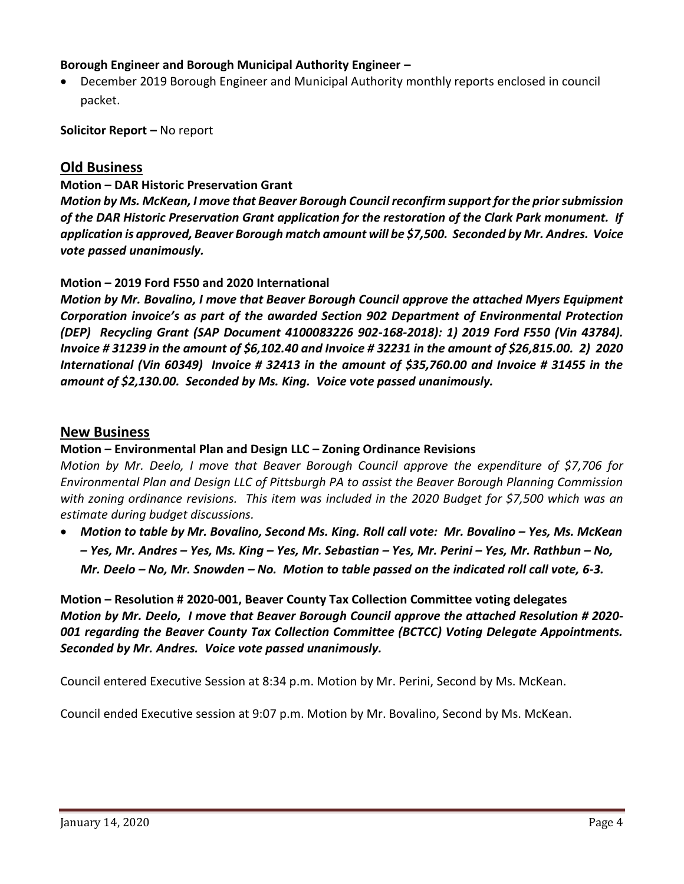**Borough Engineer and Borough Municipal Authority Engineer –**

- December 2019 Borough Engineer and Municipal Authority monthly reports enclosed in council packet.

**Solicitor Report –** No report

## Old Business

**Motion – DAR Historic Preservation Grant**

***Motion by Ms. McKean, I move that Beaver Borough Council reconfirm support for the prior submission of the DAR Historic Preservation Grant application for the restoration of the Clark Park monument. If application is approved, Beaver Borough match amount will be $7,500. Seconded by Mr. Andres. Voice vote passed unanimously.***

**Motion – 2019 Ford F550 and 2020 International**

***Motion by Mr. Bovalino, I move that Beaver Borough Council approve the attached Myers Equipment Corporation invoice's as part of the awarded Section 902 Department of Environmental Protection (DEP) Recycling Grant (SAP Document 4100083226 902-168-2018): 1) 2019 Ford F550 (Vin 43784). Invoice # 31239 in the amount of $6,102.40 and Invoice # 32231 in the amount of $26,815.00. 2) 2020 International (Vin 60349) Invoice # 32413 in the amount of $35,760.00 and Invoice # 31455 in the amount of $2,130.00. Seconded by Ms. King. Voice vote passed unanimously.***

## New Business

**Motion – Environmental Plan and Design LLC – Zoning Ordinance Revisions**

*Motion by Mr. Deelo, I move that Beaver Borough Council approve the expenditure of $7,706 for Environmental Plan and Design LLC of Pittsburgh PA to assist the Beaver Borough Planning Commission with zoning ordinance revisions. This item was included in the 2020 Budget for $7,500 which was an estimate during budget discussions.*

- ***Motion to table by Mr. Bovalino, Second Ms. King. Roll call vote: Mr. Bovalino – Yes, Ms. McKean – Yes, Mr. Andres – Yes, Ms. King – Yes, Mr. Sebastian – Yes, Mr. Perini – Yes, Mr. Rathbun – No, Mr. Deelo – No, Mr. Snowden – No. Motion to table passed on the indicated roll call vote, 6-3.***

**Motion – Resolution # 2020-001, Beaver County Tax Collection Committee voting delegates**
***Motion by Mr. Deelo, I move that Beaver Borough Council approve the attached Resolution # 2020-001 regarding the Beaver County Tax Collection Committee (BCTCC) Voting Delegate Appointments. Seconded by Mr. Andres. Voice vote passed unanimously.***

Council entered Executive Session at 8:34 p.m. Motion by Mr. Perini, Second by Ms. McKean.

Council ended Executive session at 9:07 p.m. Motion by Mr. Bovalino, Second by Ms. McKean.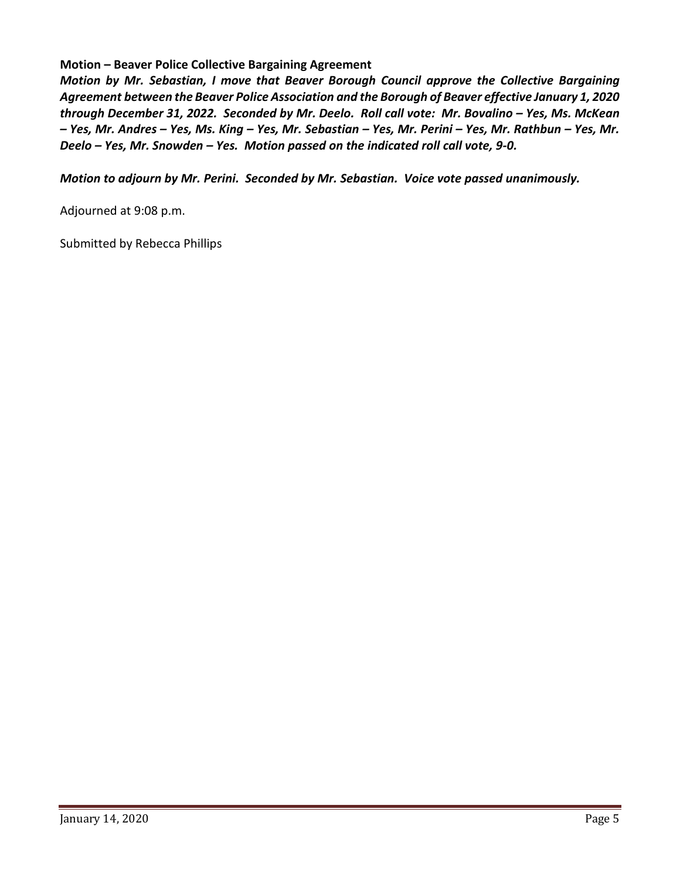**Motion – Beaver Police Collective Bargaining Agreement**

***Motion by Mr. Sebastian, I move that Beaver Borough Council approve the Collective Bargaining Agreement between the Beaver Police Association and the Borough of Beaver effective January 1, 2020 through December 31, 2022. Seconded by Mr. Deelo. Roll call vote: Mr. Bovalino – Yes, Ms. McKean – Yes, Mr. Andres – Yes, Ms. King – Yes, Mr. Sebastian – Yes, Mr. Perini – Yes, Mr. Rathbun – Yes, Mr. Deelo – Yes, Mr. Snowden – Yes. Motion passed on the indicated roll call vote, 9-0.***

***Motion to adjourn by Mr. Perini. Seconded by Mr. Sebastian. Voice vote passed unanimously.***

Adjourned at 9:08 p.m.

Submitted by Rebecca Phillips